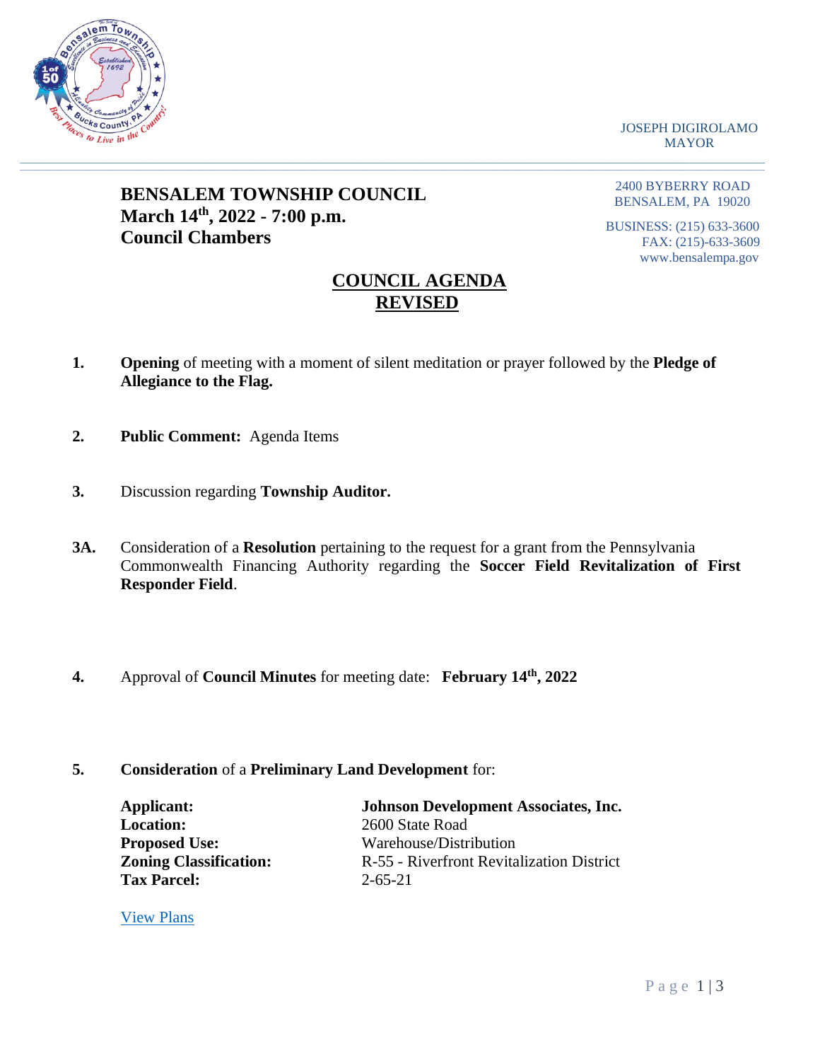JOSEPH DIGIROLAMO
MAYOR

# BENSALEM TOWNSHIP COUNCIL
**March 14th, 2022 - 7:00 p.m.**
**Council Chambers**

2400 BYBERRY ROAD
BENSALEM, PA 19020

BUSINESS: (215) 633-3600
FAX: (215)-633-3609
www.bensalempa.gov

## COUNCIL AGENDA
## REVISED

**1.** **Opening** of meeting with a moment of silent meditation or prayer followed by the **Pledge of Allegiance to the Flag.**

**2.** **Public Comment:** Agenda Items

**3.** Discussion regarding **Township Auditor.**

**3A.** Consideration of a **Resolution** pertaining to the request for a grant from the Pennsylvania Commonwealth Financing Authority regarding the **Soccer Field Revitalization of First Responder Field**.

**4.** Approval of **Council Minutes** for meeting date: **February 14th, 2022**

**5.** **Consideration** of a **Preliminary Land Development** for:

| | |
|---|---|
| **Applicant:** | **Johnson Development Associates, Inc.** |
| **Location:** | 2600 State Road |
| **Proposed Use:** | Warehouse/Distribution |
| **Zoning Classification:** | R-55 - Riverfront Revitalization District |
| **Tax Parcel:** | 2-65-21 |

View Plans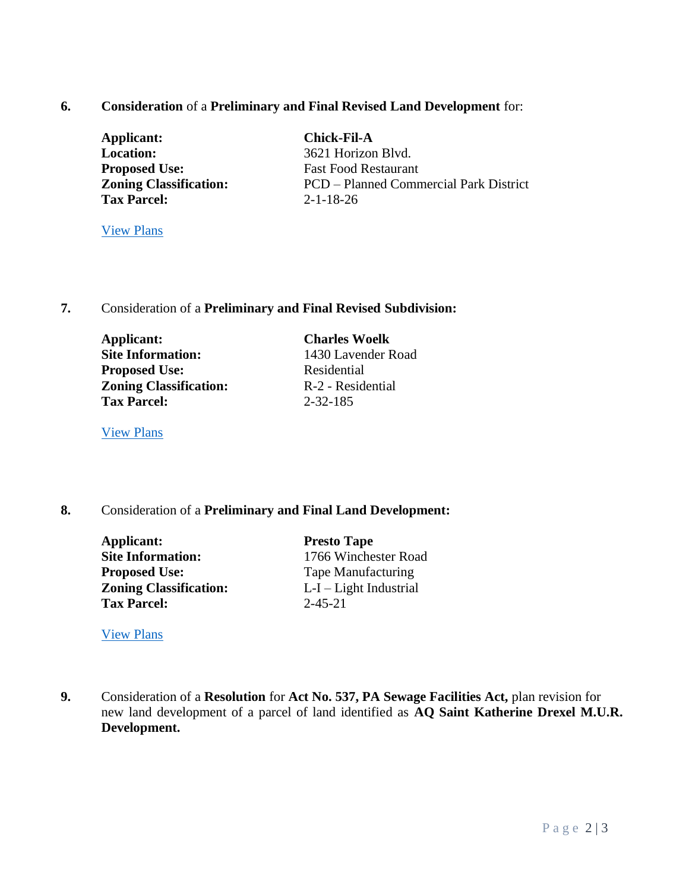**6.** **Consideration** of a **Preliminary and Final Revised Land Development** for:

| | |
|---|---|
| **Applicant:** | **Chick-Fil-A** |
| **Location:** | 3621 Horizon Blvd. |
| **Proposed Use:** | Fast Food Restaurant |
| **Zoning Classification:** | PCD – Planned Commercial Park District |
| **Tax Parcel:** | 2-1-18-26 |

View Plans

**7.** Consideration of a **Preliminary and Final Revised Subdivision:**

| | |
|---|---|
| **Applicant:** | **Charles Woelk** |
| **Site Information:** | 1430 Lavender Road |
| **Proposed Use:** | Residential |
| **Zoning Classification:** | R-2 - Residential |
| **Tax Parcel:** | 2-32-185 |

View Plans

**8.** Consideration of a **Preliminary and Final Land Development:**

| | |
|---|---|
| **Applicant:** | **Presto Tape** |
| **Site Information:** | 1766 Winchester Road |
| **Proposed Use:** | Tape Manufacturing |
| **Zoning Classification:** | L-I – Light Industrial |
| **Tax Parcel:** | 2-45-21 |

View Plans

**9.** Consideration of a **Resolution** for **Act No. 537, PA Sewage Facilities Act,** plan revision for new land development of a parcel of land identified as **AQ Saint Katherine Drexel M.U.R. Development.**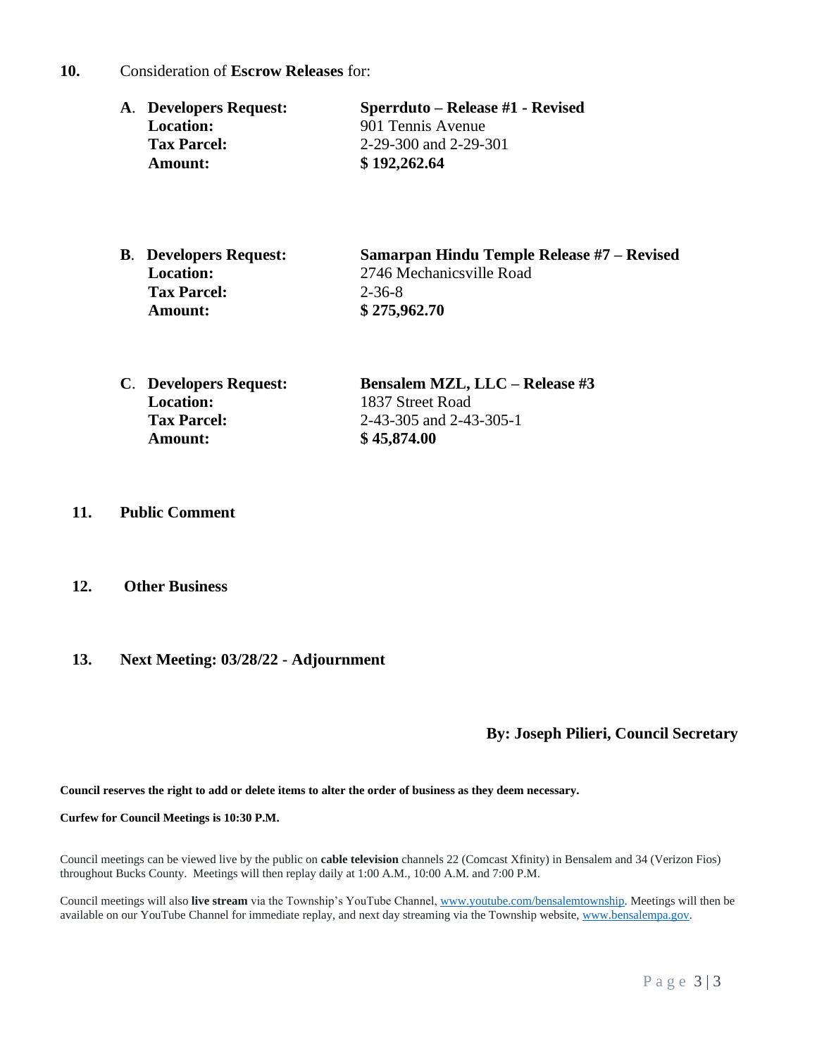**10.** Consideration of **Escrow Releases** for:

**A. Developers Request:** **Sperrduto – Release #1 - Revised**
**Location:** 901 Tennis Avenue
**Tax Parcel:** 2-29-300 and 2-29-301
**Amount:** **$ 192,262.64**

**B. Developers Request:** **Samarpan Hindu Temple Release #7 – Revised**
**Location:** 2746 Mechanicsville Road
**Tax Parcel:** 2-36-8
**Amount:** **$ 275,962.70**

**C. Developers Request:** **Bensalem MZL, LLC – Release #3**
**Location:** 1837 Street Road
**Tax Parcel:** 2-43-305 and 2-43-305-1
**Amount:** **$ 45,874.00**

**11. Public Comment**

**12. Other Business**

**13. Next Meeting: 03/28/22 - Adjournment**

**By: Joseph Pilieri, Council Secretary**

**Council reserves the right to add or delete items to alter the order of business as they deem necessary.**

**Curfew for Council Meetings is 10:30 P.M.**

Council meetings can be viewed live by the public on **cable television** channels 22 (Comcast Xfinity) in Bensalem and 34 (Verizon Fios) throughout Bucks County. Meetings will then replay daily at 1:00 A.M., 10:00 A.M. and 7:00 P.M.

Council meetings will also **live stream** via the Township's YouTube Channel, www.youtube.com/bensalemtownship. Meetings will then be available on our YouTube Channel for immediate replay, and next day streaming via the Township website, www.bensalempa.gov.